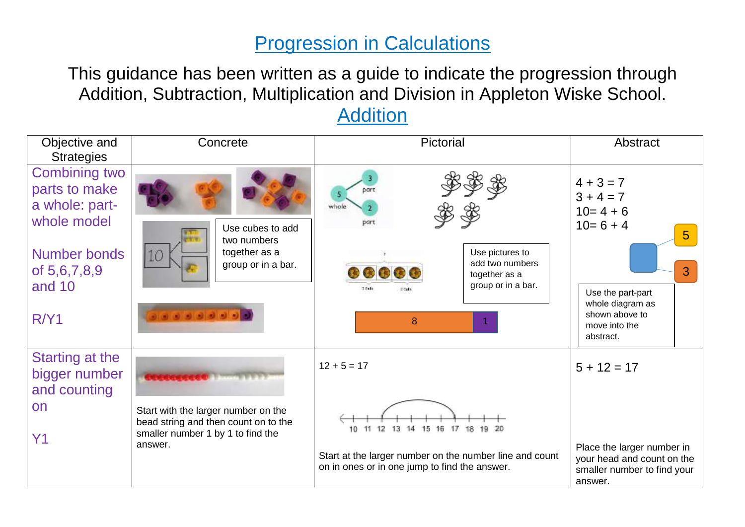# Progression in Calculations

This guidance has been written as a guide to indicate the progression through Addition, Subtraction, Multiplication and Division in Appleton Wiske School.

## Addition

| Objective and Strategies | Concrete | Pictorial | Abstract |
|---|---|---|---|
| Combining two parts to make a whole: part-whole model<br><br>Number bonds of 5,6,7,8,9 and 10<br><br>R/Y1 | 10<br><br>Use cubes to add two numbers together as a group or in a bar. | 5 whole, 3 part, 2 part<br><br>Use pictures to add two numbers together as a group or in a bar.<br><br>8 \| 1 | $4 + 3 = 7$<br>$3 + 4 = 7$<br>$10 = 4 + 6$<br>$10 = 6 + 4$<br><br>5<br>3<br><br>Use the part-part whole diagram as shown above to move into the abstract. |
| Starting at the bigger number and counting on<br><br>Y1 | Start with the larger number on the bead string and then count on to the smaller number 1 by 1 to find the answer. | $12 + 5 = 17$<br><br>10 11 12 13 14 15 16 17 18 19 20<br><br>Start at the larger number on the number line and count on in ones or in one jump to find the answer. | $5 + 12 = 17$<br><br>Place the larger number in your head and count on the smaller number to find your answer. |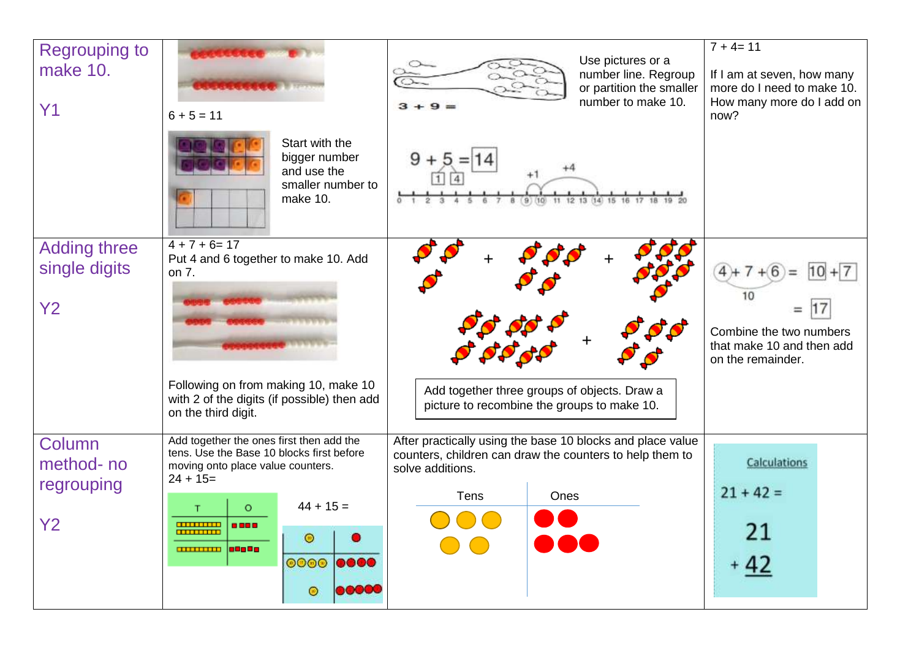| | | | |
|---|---|---|---|
| Regrouping to make 10.<br><br>Y1 | 6 + 5 = 11<br><br>Start with the bigger number and use the smaller number to make 10. | 3 + 9 =<br><br>Use pictures or a number line. Regroup or partition the smaller number to make 10.<br><br>9 + 5 = 14<br>1 4<br>+1 +4 | 7 + 4= 11<br><br>If I am at seven, how many more do I need to make 10. How many more do I add on now? |
| Adding three single digits<br><br>Y2 | 4 + 7 + 6= 17<br>Put 4 and 6 together to make 10. Add on 7.<br><br>Following on from making 10, make 10 with 2 of the digits (if possible) then add on the third digit. | Add together three groups of objects. Draw a picture to recombine the groups to make 10. | 4 + 7 + 6 = 10 + 7<br>10<br>= 17<br><br>Combine the two numbers that make 10 and then add on the remainder. |
| Column method- no regrouping<br><br>Y2 | Add together the ones first then add the tens. Use the Base 10 blocks first before moving onto place value counters.<br>24 + 15=<br><br>T O<br><br>44 + 15 = | After practically using the base 10 blocks and place value counters, children can draw the counters to help them to solve additions.<br><br>Tens Ones | Calculations<br><br>21 + 42 =<br><br>21<br>+ 42 |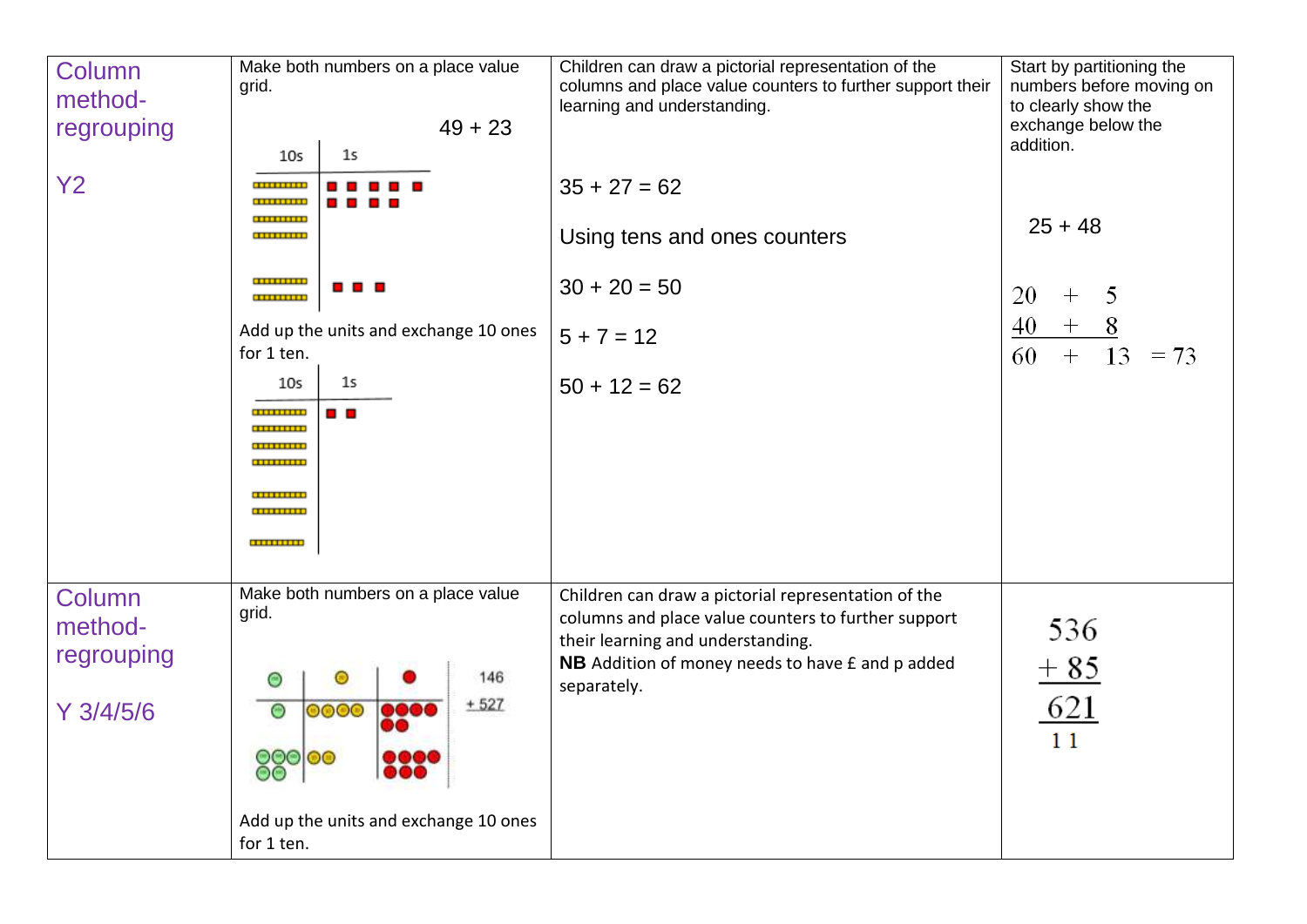| | | | |
|---|---|---|---|
| Column method- regrouping<br><br>Y2 | Make both numbers on a place value grid.<br><br>49 + 23<br><br>10s \| 1s<br><br>Add up the units and exchange 10 ones for 1 ten.<br><br>10s \| 1s | Children can draw a pictorial representation of the columns and place value counters to further support their learning and understanding.<br><br>35 + 27 = 62<br><br>Using tens and ones counters<br><br>30 + 20 = 50<br><br>5 + 7 = 12<br><br>50 + 12 = 62 | Start by partitioning the numbers before moving on to clearly show the exchange below the addition.<br><br>25 + 48<br><br>20 + 5<br>40 + 8<br>60 + 13 = 73 |
| Column method- regrouping<br><br>Y 3/4/5/6 | Make both numbers on a place value grid.<br><br>146<br>+ 527<br><br>Add up the units and exchange 10 ones for 1 ten. | Children can draw a pictorial representation of the columns and place value counters to further support their learning and understanding.<br>**NB** Addition of money needs to have £ and p added separately. | 536<br>+ 85<br>621<br>1 1 |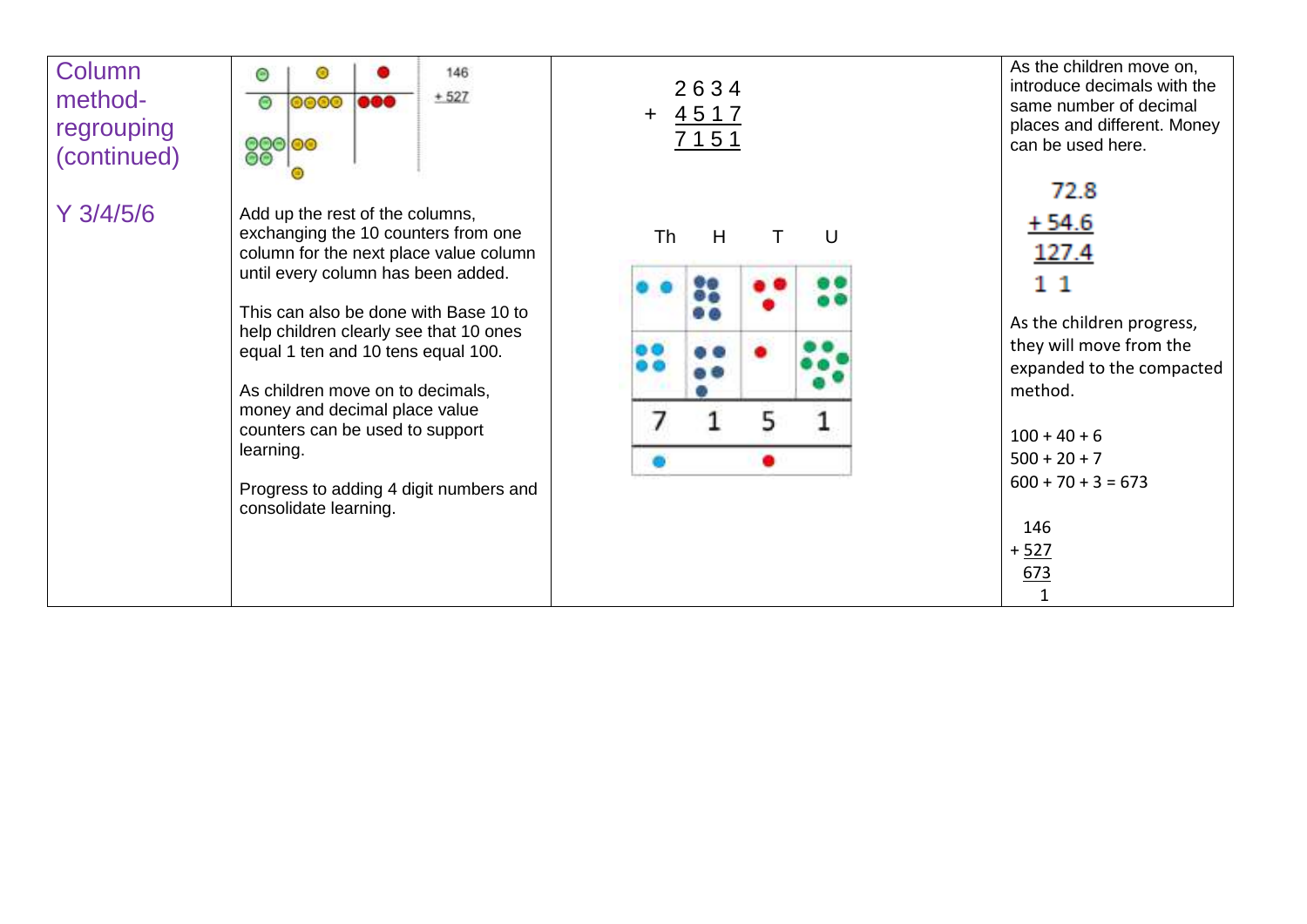| Column method- regrouping (continued)<br><br>Y 3/4/5/6 | 146<br>+ 527<br><br>Add up the rest of the columns, exchanging the 10 counters from one column for the next place value column until every column has been added.<br><br>This can also be done with Base 10 to help children clearly see that 10 ones equal 1 ten and 10 tens equal 100.<br><br>As children move on to decimals, money and decimal place value counters can be used to support learning.<br><br>Progress to adding 4 digit numbers and consolidate learning. | 2634<br>+ 4517<br>7151<br><br>Th H T U<br>7 1 5 1 | As the children move on, introduce decimals with the same number of decimal places and different. Money can be used here.<br><br>72.8<br>+ 54.6<br>127.4<br>1 1<br><br>As the children progress, they will move from the expanded to the compacted method.<br><br>100 + 40 + 6<br>500 + 20 + 7<br>600 + 70 + 3 = 673<br><br>146<br>+ 527<br>673<br>1 |
|---|---|---|---|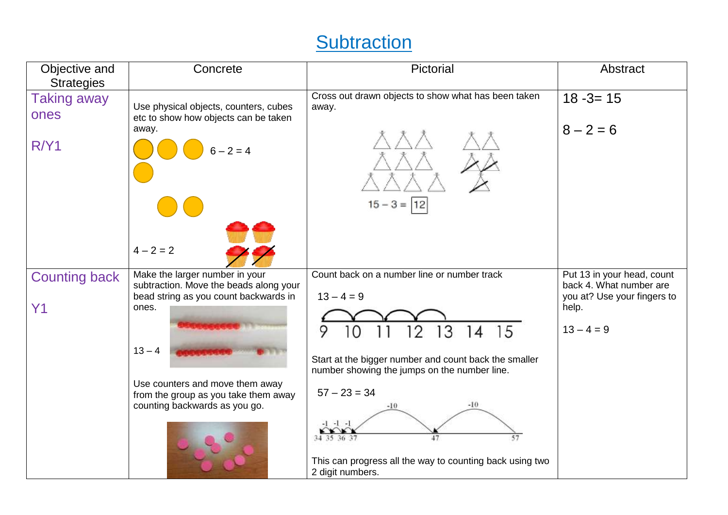# Subtraction

| Objective and Strategies | Concrete | Pictorial | Abstract |
|---|---|---|---|
| Taking away ones<br><br>R/Y1 | Use physical objects, counters, cubes etc to show how objects can be taken away.<br><br>6 – 2 = 4<br><br>4 – 2 = 2 | Cross out drawn objects to show what has been taken away.<br><br>15 – 3 = 12 | 18 -3= 15<br><br>8 – 2 = 6 |
| Counting back<br><br>Y1 | Make the larger number in your subtraction. Move the beads along your bead string as you count backwards in ones.<br><br>13 – 4<br><br>Use counters and move them away from the group as you take them away counting backwards as you go. | Count back on a number line or number track<br><br>13 – 4 = 9<br><br>9 10 11 12 13 14 15<br><br>Start at the bigger number and count back the smaller number showing the jumps on the number line.<br><br>57 – 23 = 34<br><br>-10 -10 -1 -1 -1<br>34 35 36 37 47 57<br><br>This can progress all the way to counting back using two 2 digit numbers. | Put 13 in your head, count back 4. What number are you at? Use your fingers to help.<br><br>13 – 4 = 9 |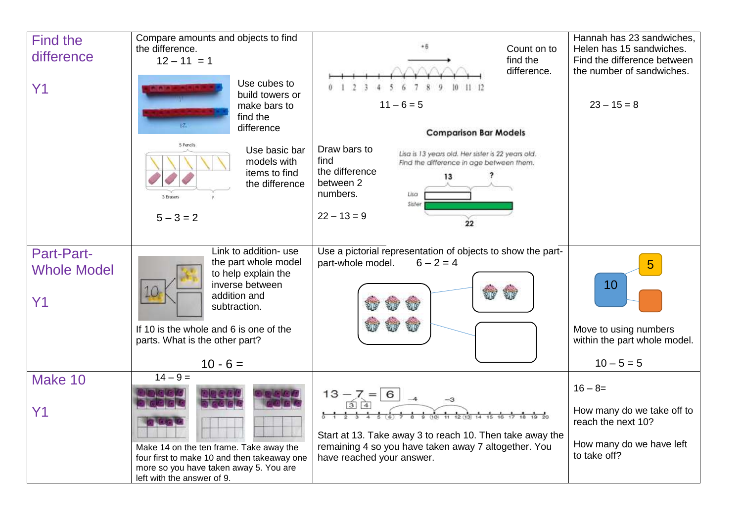| Find the difference<br><br>Y1 | Compare amounts and objects to find the difference.<br>$12 - 11 = 1$<br><br>Use cubes to build towers or make bars to find the difference<br><br>5 Pencils<br>3 Erasers ?<br>Use basic bar models with items to find the difference<br><br>$5 - 3 = 2$ | +6<br>0 1 2 3 4 5 6 7 8 9 10 11 12<br>Count on to find the difference.<br>$11 - 6 = 5$<br><br>**Comparison Bar Models**<br>Draw bars to find the difference between 2 numbers.<br><br>*Lisa is 13 years old. Her sister is 22 years old. Find the difference in age between them.*<br>13 ?<br>Lisa<br>Sister<br>22<br><br>$22 - 13 = 9$ | Hannah has 23 sandwiches, Helen has 15 sandwiches. Find the difference between the number of sandwiches.<br><br>$23 - 15 = 8$ |
|---|---|---|---|
| Part-Part-Whole Model<br><br>Y1 | Link to addition- use the part whole model to help explain the inverse between addition and subtraction.<br><br>10<br><br>If 10 is the whole and 6 is one of the parts. What is the other part?<br><br>$10 - 6 =$ | Use a pictorial representation of objects to show the part-part-whole model. $6 - 2 = 4$ | 10<br>5<br><br>Move to using numbers within the part whole model.<br><br>$10 - 5 = 5$ |
| Make 10<br><br>Y1 | $14 - 9 =$<br><br>Make 14 on the ten frame. Take away the four first to make 10 and then takeaway one more so you have taken away 5. You are left with the answer of 9. | $13 - 7 = 6$<br>3 4<br>−4 −3<br>0 1 2 3 4 5 6 7 8 9 10 11 12 13 14 15 16 17 18 19 20<br><br>Start at 13. Take away 3 to reach 10. Then take away the remaining 4 so you have taken away 7 altogether. You have reached your answer. | $16 - 8 =$<br><br>How many do we take off to reach the next 10?<br><br>How many do we have left to take off? |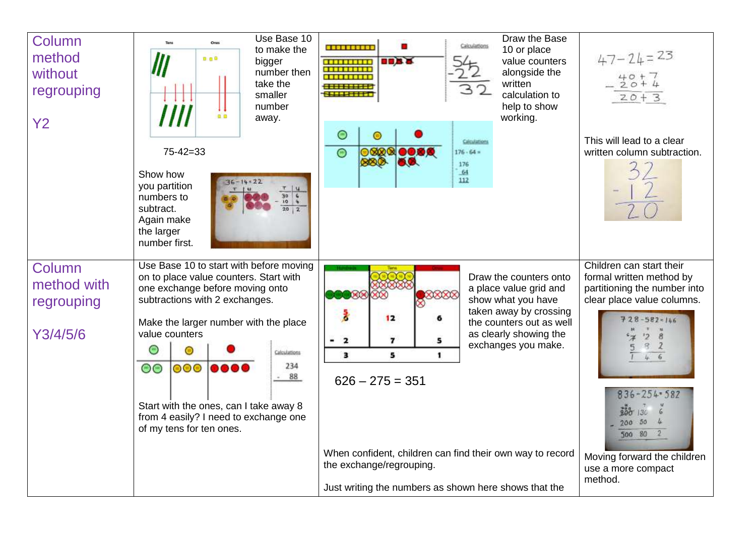| | | | |
|---|---|---|---|
| Column method without regrouping<br><br>Y2 | Use Base 10 to make the bigger number then take the smaller number away.<br><br>75-42=33<br><br>Show how you partition numbers to subtract. Again make the larger number first. | Draw the Base 10 or place value counters alongside the written calculation to help to show working. | $47-24=23$<br><br>This will lead to a clear written column subtraction. |
| Column method with regrouping<br><br>Y3/4/5/6 | Use Base 10 to start with before moving on to place value counters. Start with one exchange before moving onto subtractions with 2 exchanges.<br><br>Make the larger number with the place value counters<br><br>Start with the ones, can I take away 8 from 4 easily? I need to exchange one of my tens for ten ones. | Draw the counters onto a place value grid and show what you have taken away by crossing the counters out as well as clearly showing the exchanges you make.<br><br>626 – 275 = 351<br><br>When confident, children can find their own way to record the exchange/regrouping.<br><br>Just writing the numbers as shown here shows that the | Children can start their formal written method by partitioning the number into clear place value columns.<br><br>Moving forward the children use a more compact method. |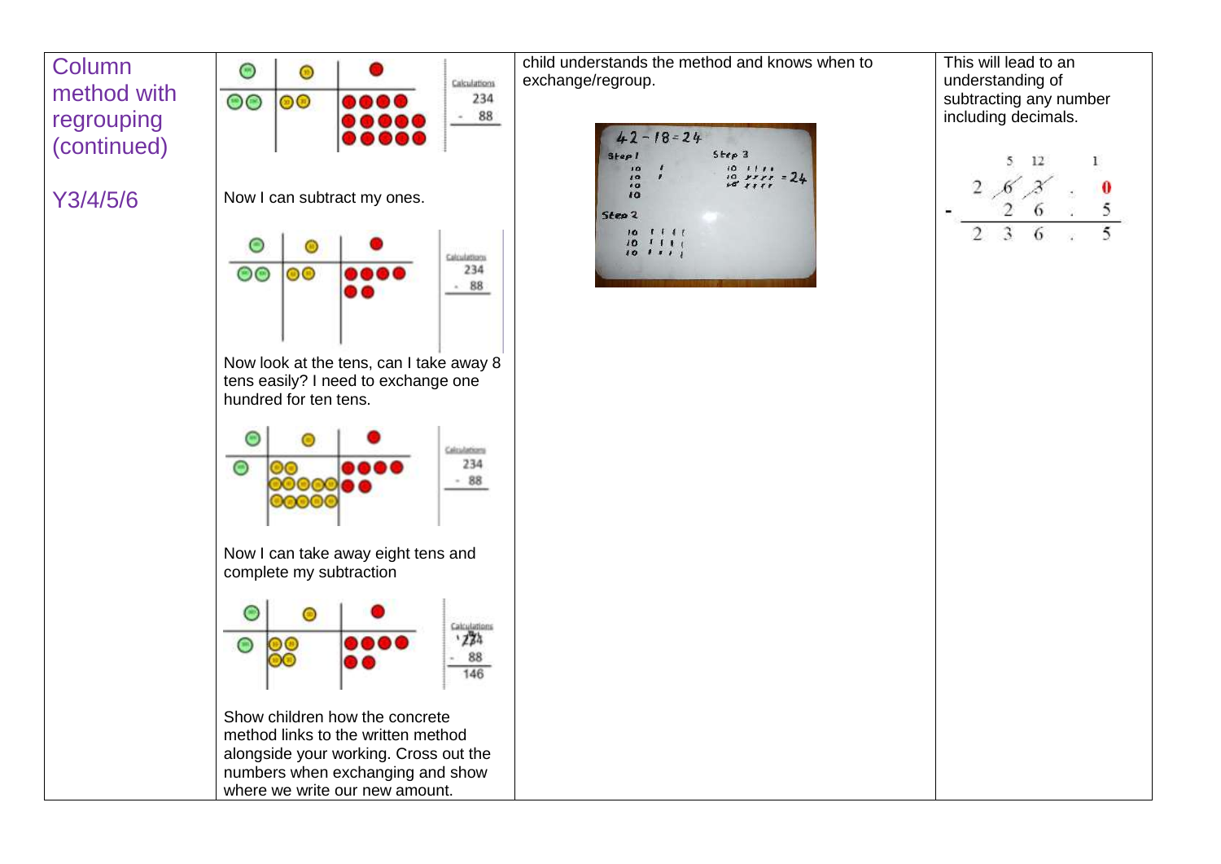| Column method with regrouping (continued)<br><br>Y3/4/5/6 | Now I can subtract my ones.<br><br>Now look at the tens, can I take away 8 tens easily? I need to exchange one hundred for ten tens.<br><br>Now I can take away eight tens and complete my subtraction<br><br>Show children how the concrete method links to the written method alongside your working. Cross out the numbers when exchanging and show where we write our new amount. | child understands the method and knows when to exchange/regroup. | This will lead to an understanding of subtracting any number including decimals. |
|---|---|---|---|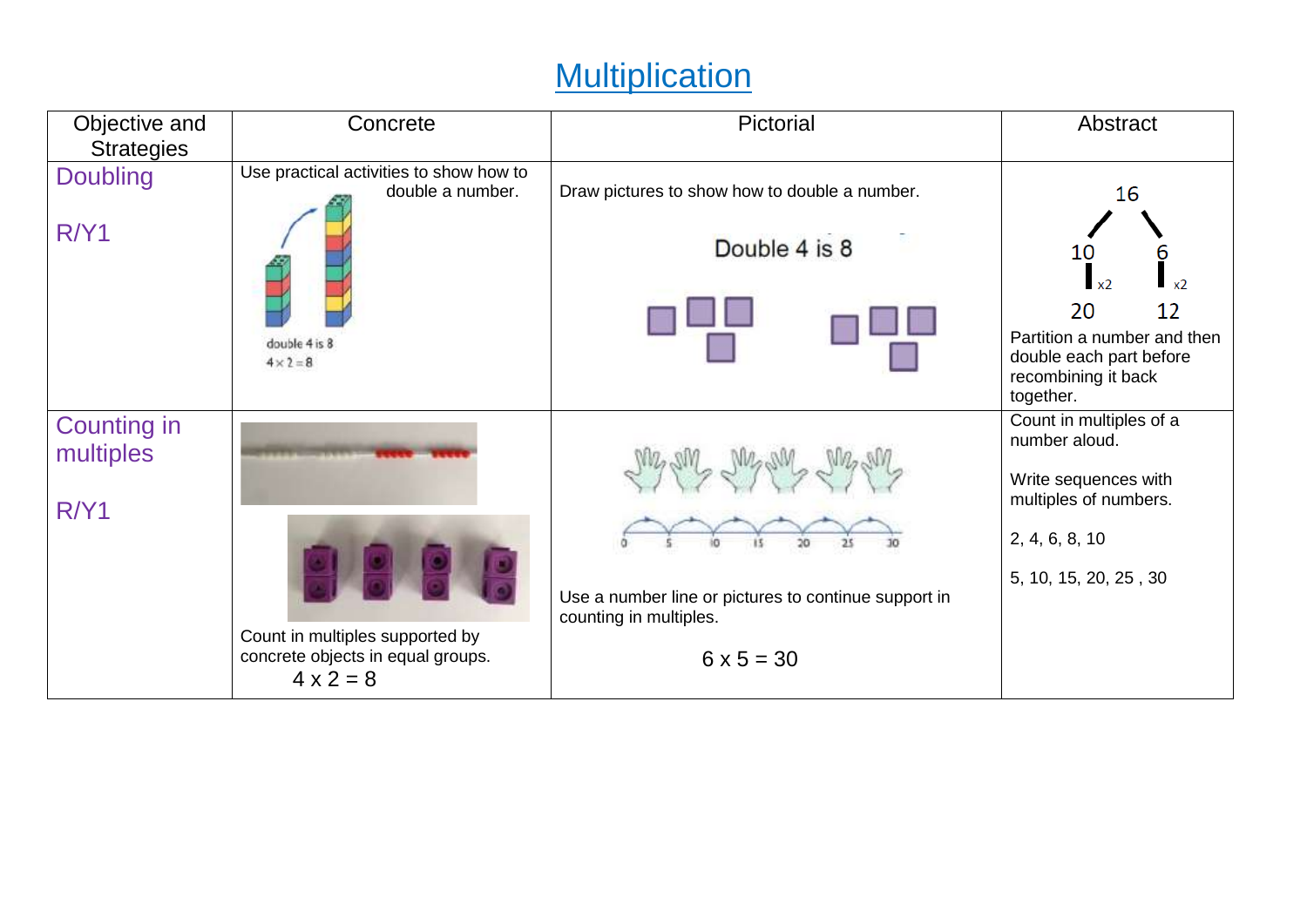# Multiplication

| Objective and Strategies | Concrete | Pictorial | Abstract |
|---|---|---|---|
| Doubling<br><br>R/Y1 | Use practical activities to show how to double a number.<br><br>double 4 is 8<br>$4 \times 2 = 8$ | Draw pictures to show how to double a number.<br><br>Double 4 is 8 | 16<br>10 6<br>x2 x2<br>20 12<br><br>Partition a number and then double each part before recombining it back together. |
| Counting in multiples<br><br>R/Y1 | Count in multiples supported by concrete objects in equal groups.<br><br>$4 \times 2 = 8$ | 0 5 10 15 20 25 30<br><br>Use a number line or pictures to continue support in counting in multiples.<br><br>$6 \times 5 = 30$ | Count in multiples of a number aloud.<br><br>Write sequences with multiples of numbers.<br><br>2, 4, 6, 8, 10<br><br>5, 10, 15, 20, 25 , 30 |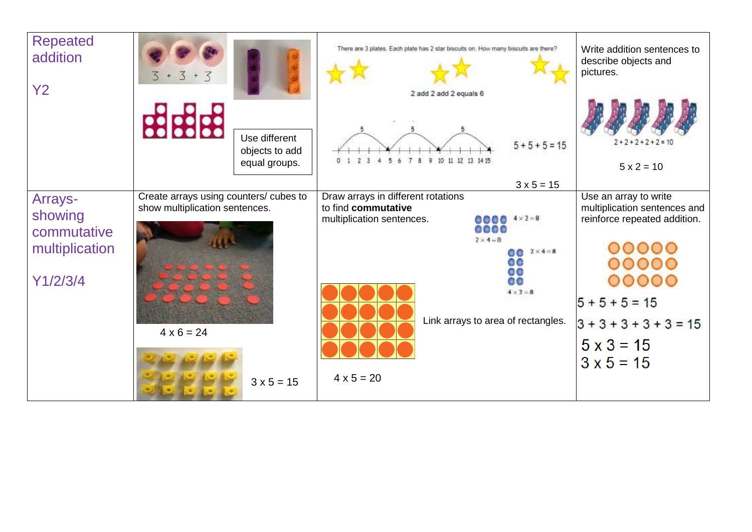| | | | |
|---|---|---|---|
| Repeated addition<br><br>Y2 | 3 + 3 + 3<br><br>Use different objects to add equal groups. | There are 3 plates. Each plate has 2 star biscuits on. How many biscuits are there?<br><br>2 add 2 add 2 equals 6<br><br>5 + 5 + 5 = 15<br><br>3 x 5 = 15 | Write addition sentences to describe objects and pictures.<br><br>2 + 2 + 2 + 2 + 2 = 10<br><br>5 x 2 = 10 |
| Arrays- showing commutative multiplication<br><br>Y1/2/3/4 | Create arrays using counters/ cubes to show multiplication sentences.<br><br>4 x 6 = 24<br><br>3 x 5 = 15 | Draw arrays in different rotations to find **commutative** multiplication sentences.<br><br>4 × 2 = 8<br>2 × 4 = 8<br>2 × 4 = 8<br>4 × 2 = 8<br><br>Link arrays to area of rectangles.<br><br>4 x 5 = 20 | Use an array to write multiplication sentences and reinforce repeated addition.<br><br>5 + 5 + 5 = 15<br>3 + 3 + 3 + 3 + 3 = 15<br>5 x 3 = 15<br>3 x 5 = 15 |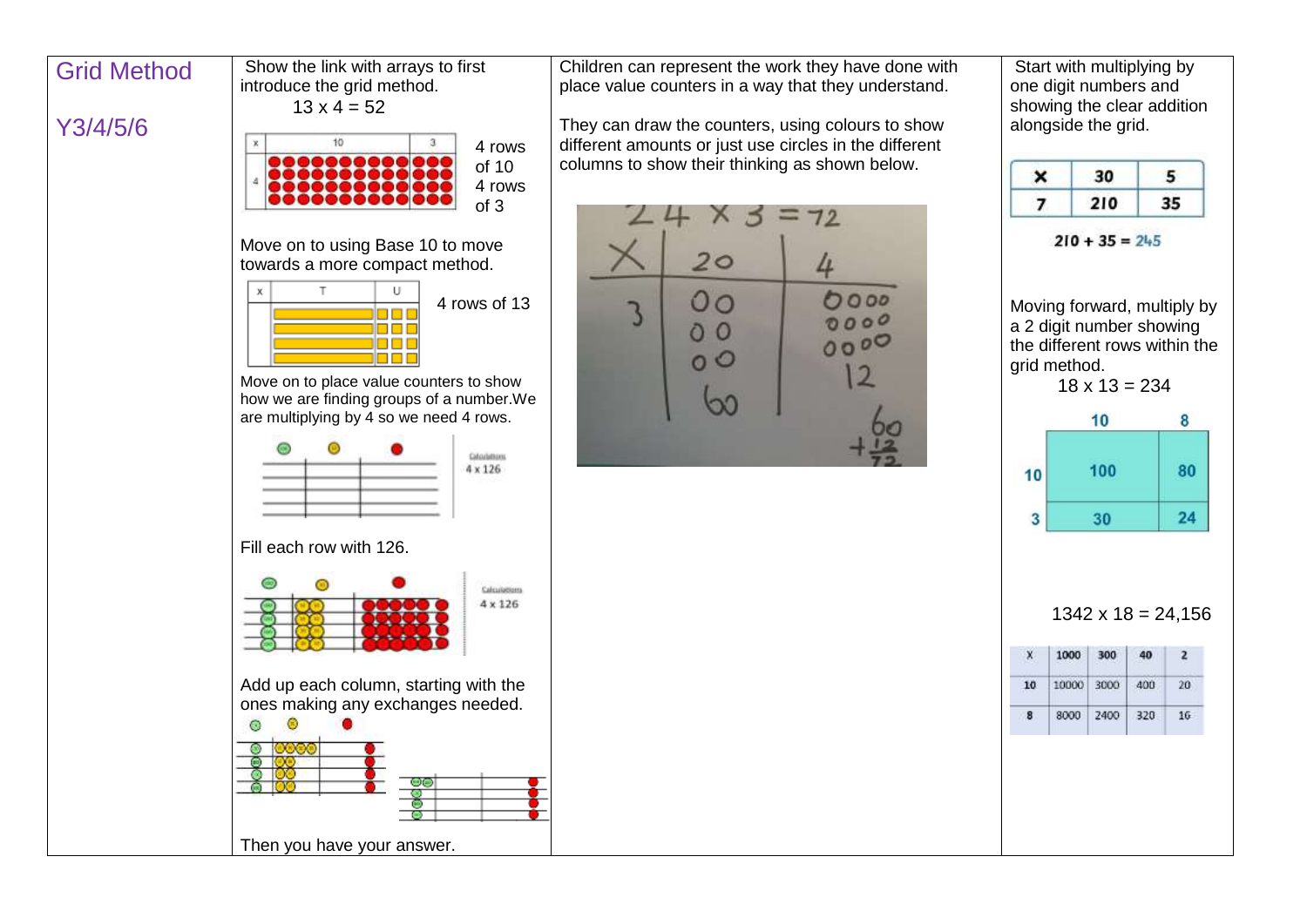# Grid Method

## Y3/4/5/6

Show the link with arrays to first introduce the grid method.

13 x 4 = 52

| x | 10 | 3 |
|---|---|---|
| 4 | | |

4 rows of 10
4 rows of 3

Move on to using Base 10 to move towards a more compact method.

| x | T | U |
|---|---|---|
| | | |

4 rows of 13

Move on to place value counters to show how we are finding groups of a number.We are multiplying by 4 so we need 4 rows.

Calculations
4 x 126

Fill each row with 126.

Calculations
4 x 126

Add up each column, starting with the ones making any exchanges needed.

Then you have your answer.

Children can represent the work they have done with place value counters in a way that they understand.

They can draw the counters, using colours to show different amounts or just use circles in the different columns to show their thinking as shown below.

24 x 3 = 72

| X | 20 | 4 |
|---|---|---|
| 3 | 60 | 12 |

60 + 12 = 72

Start with multiplying by one digit numbers and showing the clear addition alongside the grid.

| × | 30 | 5 |
|---|---|---|
| 7 | 210 | 35 |

210 + 35 = 245

Moving forward, multiply by a 2 digit number showing the different rows within the grid method.

18 x 13 = 234

| | 10 | 8 |
|---|---|---|
| 10 | 100 | 80 |
| 3 | 30 | 24 |

1342 x 18 = 24,156

| X | 1000 | 300 | 40 | 2 |
|---|---|---|---|---|
| 10 | 10000 | 3000 | 400 | 20 |
| 8 | 8000 | 2400 | 320 | 16 |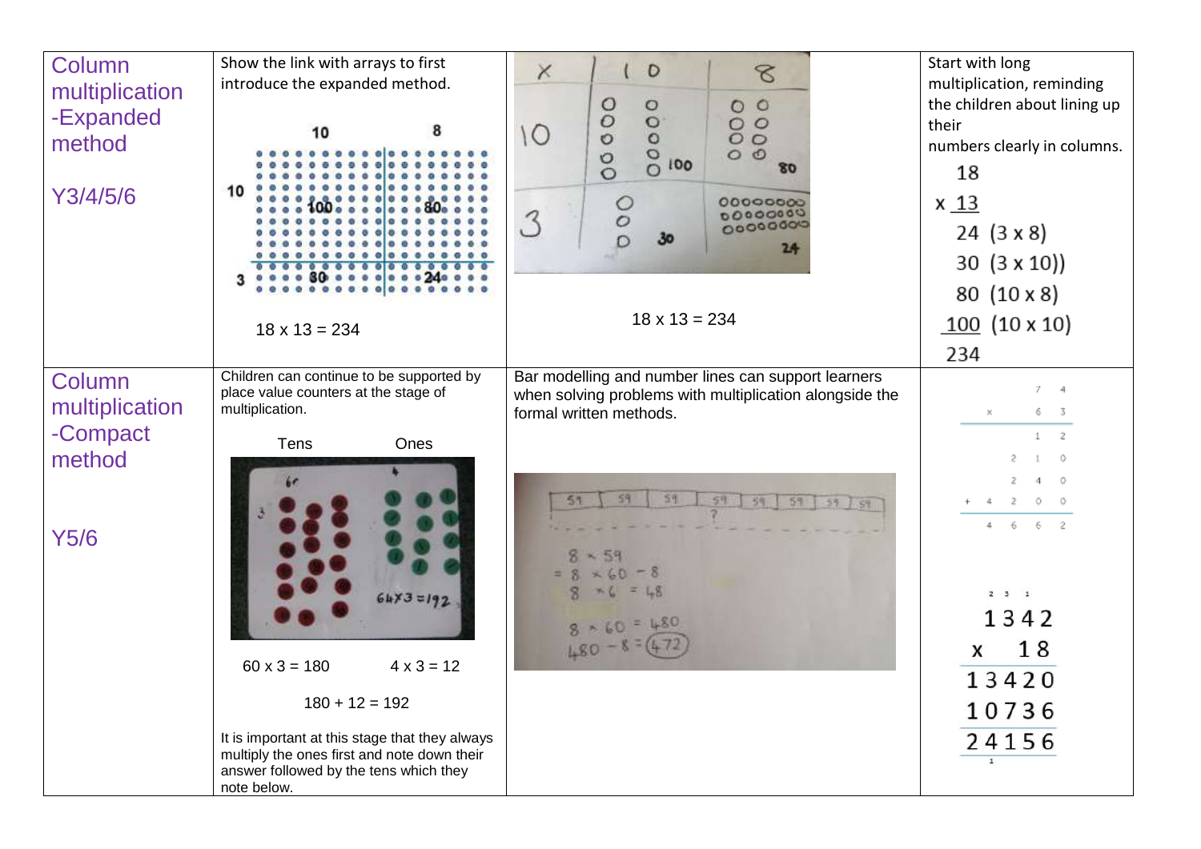| | | | |
|---|---|---|---|
| Column multiplication -Expanded method<br><br>Y3/4/5/6 | Show the link with arrays to first introduce the expanded method.<br><br>10 8<br>10 100 80<br>3 30 24<br><br>18 x 13 = 234 | x 10 8<br>10 100 80<br>3 30 24<br><br>18 x 13 = 234 | Start with long multiplication, reminding the children about lining up their numbers clearly in columns.<br><br>18<br>x 13<br>24 (3 x 8)<br>30 (3 x 10))<br>80 (10 x 8)<br>100 (10 x 10)<br>234 |
| Column multiplication -Compact method<br><br>Y5/6 | Children can continue to be supported by place value counters at the stage of multiplication.<br><br>Tens Ones<br><br>64x3 =192<br><br>60 x 3 = 180 4 x 3 = 12<br><br>180 + 12 = 192<br><br>It is important at this stage that they always multiply the ones first and note down their answer followed by the tens which they note below. | Bar modelling and number lines can support learners when solving problems with multiplication alongside the formal written methods.<br><br>59 59 59 59 59 59 59 59<br>?<br><br>8 x 59<br>= 8 x 60 − 8<br>8 x 6 = 48<br>8 x 60 = 480<br>480 − 8 = 472 | 74<br>x 63<br>12<br>210<br>240<br>+ 4200<br>4662<br><br>1342<br>x 18<br>13420<br>10736<br>24156 |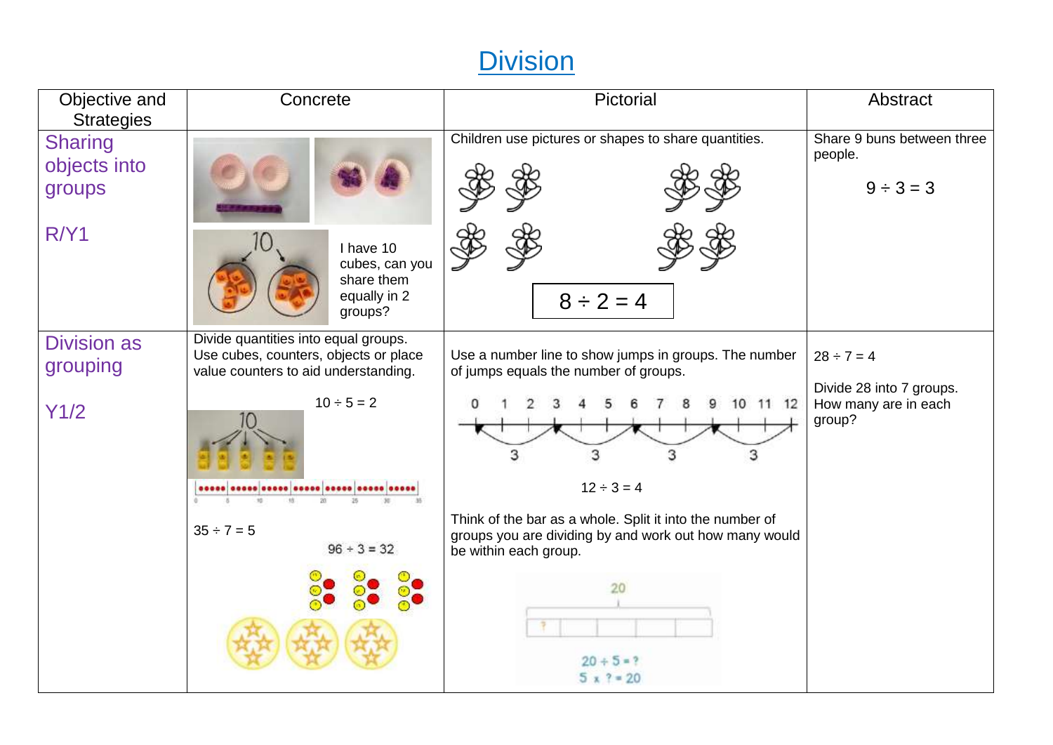# Division

| Objective and Strategies | Concrete | Pictorial | Abstract |
|---|---|---|---|
| Sharing objects into groups<br><br>R/Y1 | 10<br><br>I have 10 cubes, can you share them equally in 2 groups? | Children use pictures or shapes to share quantities.<br><br>$8 \div 2 = 4$ | Share 9 buns between three people.<br><br>$9 \div 3 = 3$ |
| Division as grouping<br><br>Y1/2 | Divide quantities into equal groups. Use cubes, counters, objects or place value counters to aid understanding.<br><br>$10 \div 5 = 2$<br><br>10<br><br>0 5 10 15 20 25 30 35<br><br>$35 \div 7 = 5$<br><br>$96 \div 3 = 32$ | Use a number line to show jumps in groups. The number of jumps equals the number of groups.<br><br>0 1 2 3 4 5 6 7 8 9 10 11 12<br>3 3 3 3<br><br>$12 \div 3 = 4$<br><br>Think of the bar as a whole. Split it into the number of groups you are dividing by and work out how many would be within each group.<br><br>20<br>?<br>$20 \div 5 = ?$<br>$5 \times ? = 20$ | $28 \div 7 = 4$<br><br>Divide 28 into 7 groups. How many are in each group? |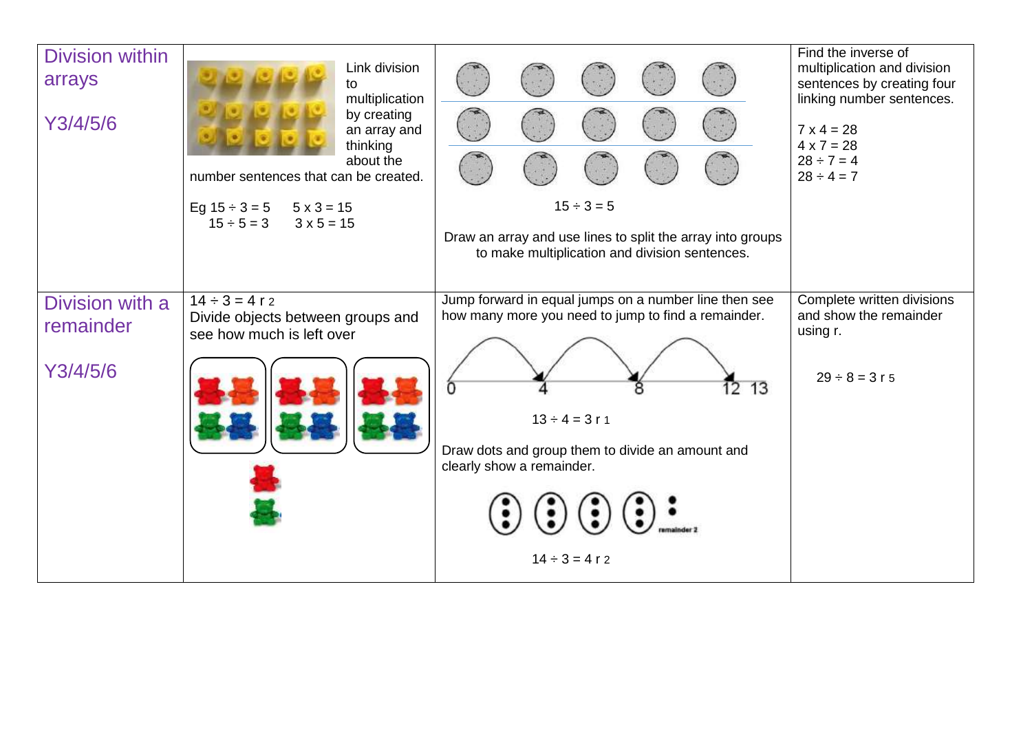| | | | |
|---|---|---|---|
| Division within arrays<br><br>Y3/4/5/6 | Link division to multiplication by creating an array and thinking about the number sentences that can be created.<br><br>Eg 15 ÷ 3 = 5     5 x 3 = 15<br>15 ÷ 5 = 3     3 x 5 = 15 | 15 ÷ 3 = 5<br><br>Draw an array and use lines to split the array into groups to make multiplication and division sentences. | Find the inverse of multiplication and division sentences by creating four linking number sentences.<br><br>7 x 4 = 28<br>4 x 7 = 28<br>28 ÷ 7 = 4<br>28 ÷ 4 = 7 |
| Division with a remainder<br><br>Y3/4/5/6 | 14 ÷ 3 = 4 r 2<br>Divide objects between groups and see how much is left over | Jump forward in equal jumps on a number line then see how many more you need to jump to find a remainder.<br><br>0 4 8 12 13<br><br>13 ÷ 4 = 3 r 1<br><br>Draw dots and group them to divide an amount and clearly show a remainder.<br><br>remainder 2<br><br>14 ÷ 3 = 4 r 2 | Complete written divisions and show the remainder using r.<br><br>29 ÷ 8 = 3 r 5 |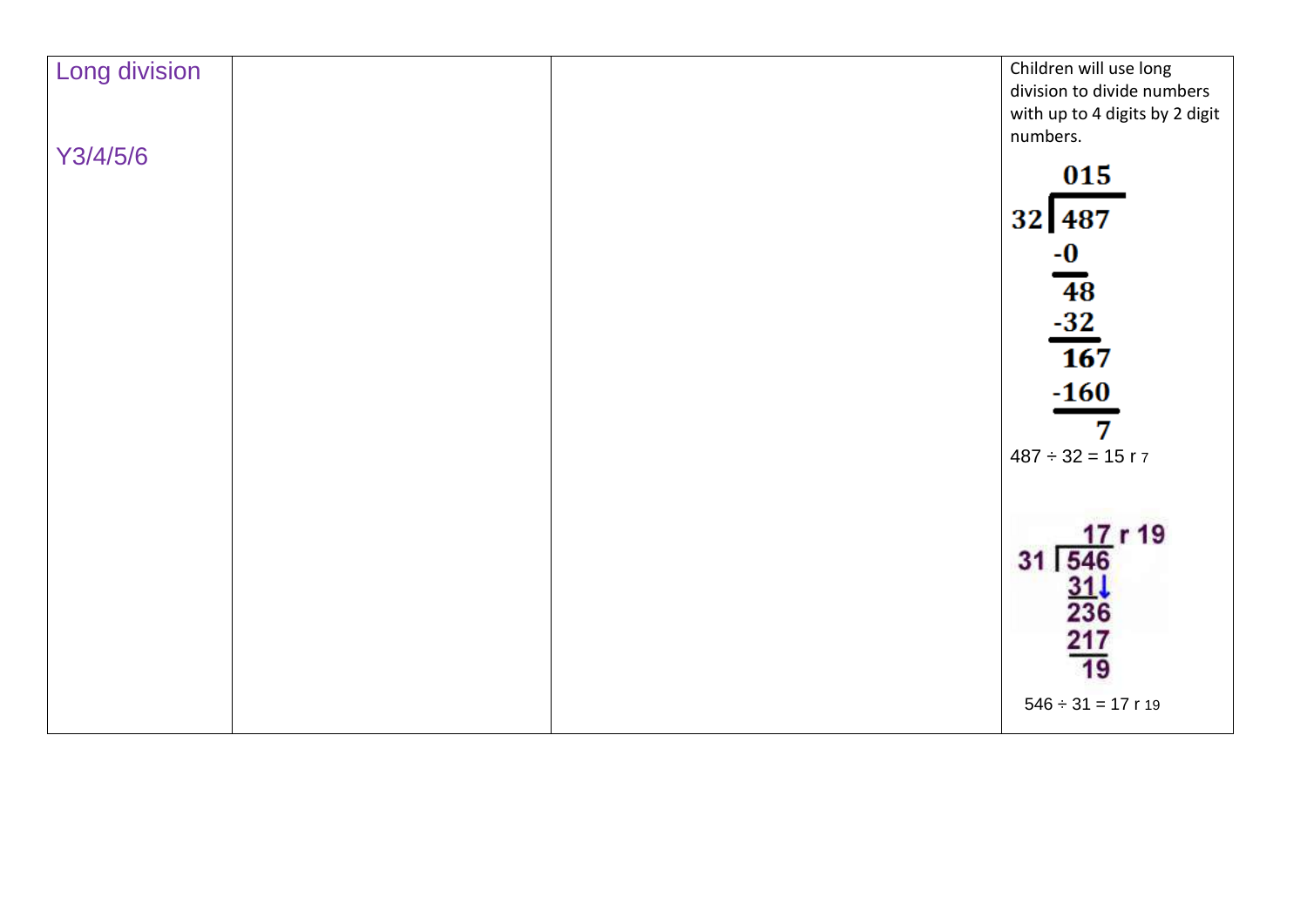| Long division<br><br>Y3/4/5/6 | | | Children will use long division to divide numbers with up to 4 digits by 2 digit numbers.<br><br>015<br>32 ⟌ 487<br>-0<br>48<br>-32<br>167<br>-160<br>7<br><br>487 ÷ 32 = 15 r 7<br><br>17 r 19<br>31 ⟌ 546<br>31↓<br>236<br>217<br>19<br><br>546 ÷ 31 = 17 r 19 |
|---|---|---|---|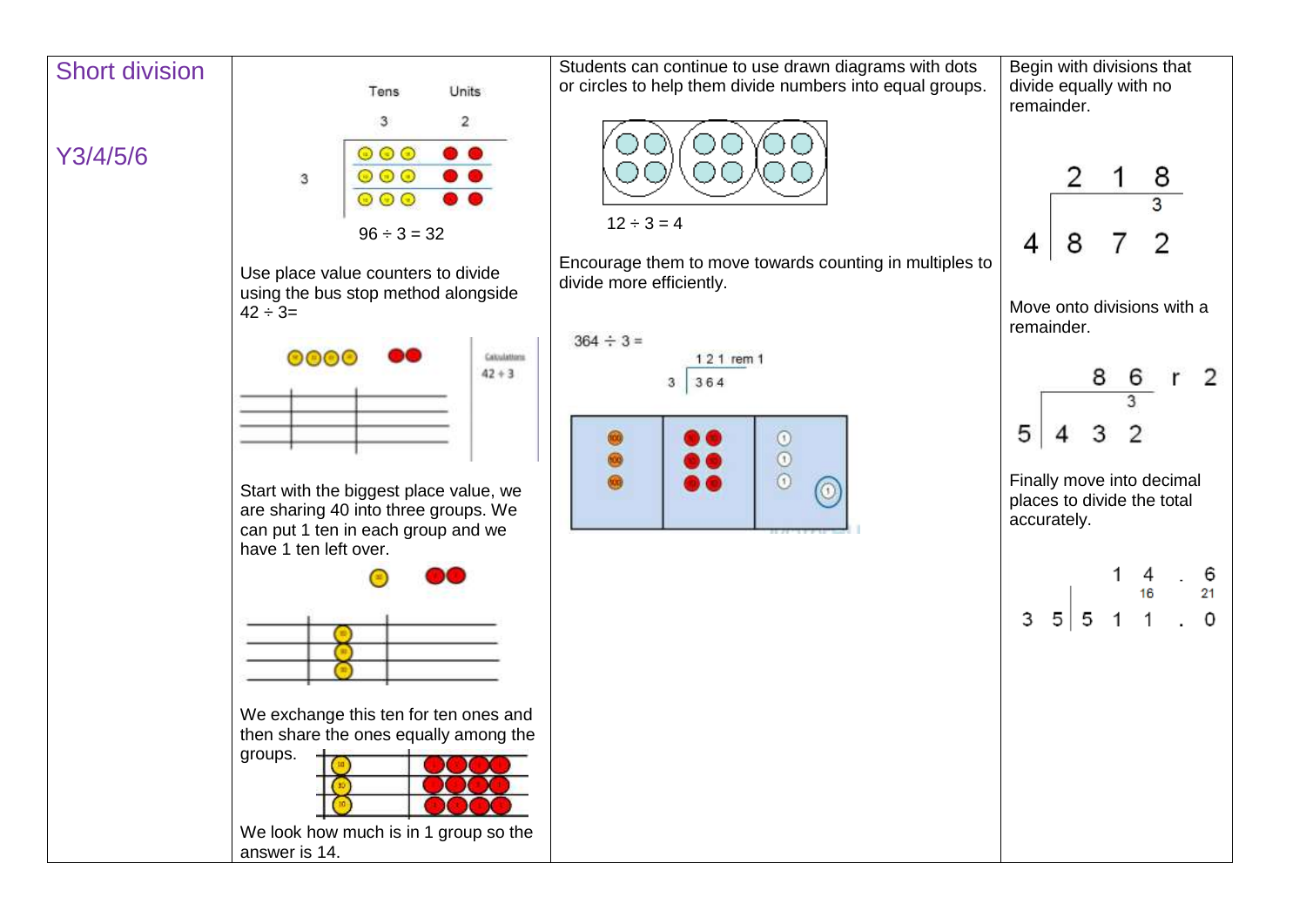| | | | |
|---|---|---|---|
| Short division<br><br>Y3/4/5/6 | Tens Units<br>3 2<br>3<br>96 ÷ 3 = 32<br><br>Use place value counters to divide using the bus stop method alongside<br>42 ÷ 3=<br><br>Calculations<br>42 ÷ 3<br><br>Start with the biggest place value, we are sharing 40 into three groups. We can put 1 ten in each group and we have 1 ten left over.<br><br>We exchange this ten for ten ones and then share the ones equally among the groups.<br><br>We look how much is in 1 group so the answer is 14. | Students can continue to use drawn diagrams with dots or circles to help them divide numbers into equal groups.<br><br>12 ÷ 3 = 4<br><br>Encourage them to move towards counting in multiples to divide more efficiently.<br><br>364 ÷ 3 =<br>1 2 1 rem 1<br>3 \| 3 6 4 | Begin with divisions that divide equally with no remainder.<br><br>2 1 8<br>4 \| 8 7 2 (carry 3)<br><br>Move onto divisions with a remainder.<br><br>8 6 r 2<br>5 \| 4 3 2 (carry 3)<br><br>Finally move into decimal places to divide the total accurately.<br><br>1 4 . 6<br>3 5 \| 5 1 1 . 0 (carries 16, 21) |